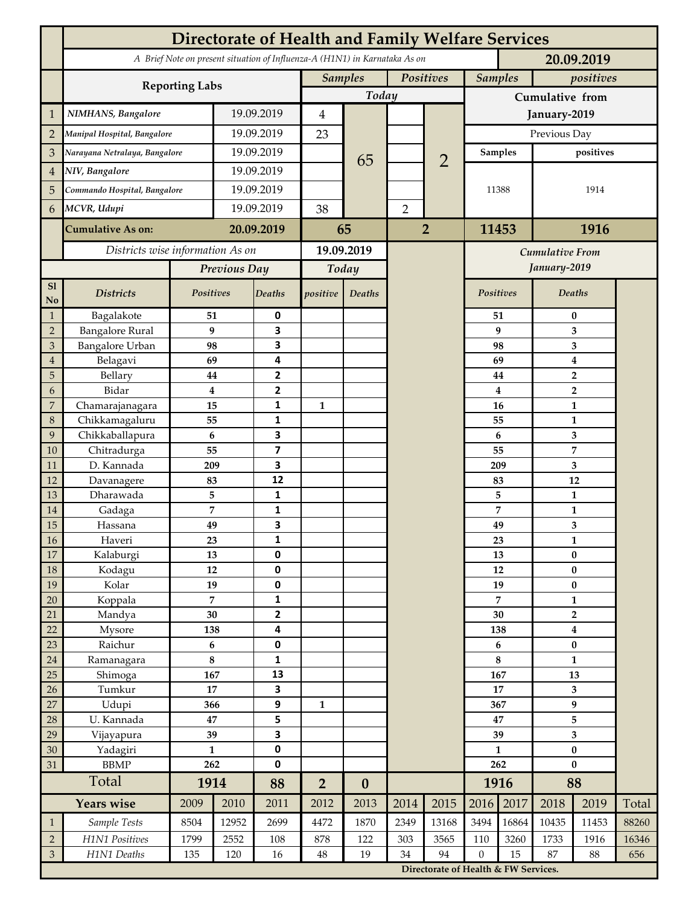# Directorate of Health and Family Welfare Services

*A Brief Note on present situation of Influenza-A (H1N1) in Karnataka As on* **20.09.2019**

| | Reporting Labs | | Samples Today | | Positives Today | | Samples (Cumulative from January-2019) | positives (Cumulative from January-2019) |
|---|---|---|---|---|---|---|---|---|
| 1 | NIMHANS, Bangalore | 19.09.2019 | 4 | 65 | | 2 | Previous Day | |
| 2 | Manipal Hospital, Bangalore | 19.09.2019 | 23 | | | | Samples | positives |
| 3 | Narayana Netralaya, Bangalore | 19.09.2019 | | | | | 11388 | 1914 |
| 4 | NIV, Bangalore | 19.09.2019 | | | | | | |
| 5 | Commando Hospital, Bangalore | 19.09.2019 | | | | | | |
| 6 | MCVR, Udupi | 19.09.2019 | 38 | | 2 | | | |
| | **Cumulative As on:** | **20.09.2019** | **65** | | **2** | | **11453** | **1916** |

*Districts wise information As on* **19.09.2019**

| Sl No | Districts | Previous Day Positives | Previous Day Deaths | Today positive | Today Deaths | Cumulative From January-2019 Positives | Cumulative From January-2019 Deaths |
|---|---|---|---|---|---|---|---|
| 1 | Bagalakote | 51 | 0 | | | 51 | 0 |
| 2 | Bangalore Rural | 9 | 3 | | | 9 | 3 |
| 3 | Bangalore Urban | 98 | 3 | | | 98 | 3 |
| 4 | Belagavi | 69 | 4 | | | 69 | 4 |
| 5 | Bellary | 44 | 2 | | | 44 | 2 |
| 6 | Bidar | 4 | 2 | | | 4 | 2 |
| 7 | Chamarajanagara | 15 | 1 | 1 | | 16 | 1 |
| 8 | Chikkamagaluru | 55 | 1 | | | 55 | 1 |
| 9 | Chikkaballapura | 6 | 3 | | | 6 | 3 |
| 10 | Chitradurga | 55 | 7 | | | 55 | 7 |
| 11 | D. Kannada | 209 | 3 | | | 209 | 3 |
| 12 | Davanagere | 83 | 12 | | | 83 | 12 |
| 13 | Dharawada | 5 | 1 | | | 5 | 1 |
| 14 | Gadaga | 7 | 1 | | | 7 | 1 |
| 15 | Hassana | 49 | 3 | | | 49 | 3 |
| 16 | Haveri | 23 | 1 | | | 23 | 1 |
| 17 | Kalaburgi | 13 | 0 | | | 13 | 0 |
| 18 | Kodagu | 12 | 0 | | | 12 | 0 |
| 19 | Kolar | 19 | 0 | | | 19 | 0 |
| 20 | Koppala | 7 | 1 | | | 7 | 1 |
| 21 | Mandya | 30 | 2 | | | 30 | 2 |
| 22 | Mysore | 138 | 4 | | | 138 | 4 |
| 23 | Raichur | 6 | 0 | | | 6 | 0 |
| 24 | Ramanagara | 8 | 1 | | | 8 | 1 |
| 25 | Shimoga | 167 | 13 | | | 167 | 13 |
| 26 | Tumkur | 17 | 3 | | | 17 | 3 |
| 27 | Udupi | 366 | 9 | 1 | | 367 | 9 |
| 28 | U. Kannada | 47 | 5 | | | 47 | 5 |
| 29 | Vijayapura | 39 | 3 | | | 39 | 3 |
| 30 | Yadagiri | 1 | 0 | | | 1 | 0 |
| 31 | BBMP | 262 | 0 | | | 262 | 0 |
| | **Total** | **1914** | **88** | **2** | **0** | **1916** | **88** |

| | Years wise | 2009 | 2010 | 2011 | 2012 | 2013 | 2014 | 2015 | 2016 | 2017 | 2018 | 2019 | Total |
|---|---|---|---|---|---|---|---|---|---|---|---|---|---|
| 1 | Sample Tests | 8504 | 12952 | 2699 | 4472 | 1870 | 2349 | 13168 | 3494 | 16864 | 10435 | 11453 | 88260 |
| 2 | H1N1 Positives | 1799 | 2552 | 108 | 878 | 122 | 303 | 3565 | 110 | 3260 | 1733 | 1916 | 16346 |
| 3 | H1N1 Deaths | 135 | 120 | 16 | 48 | 19 | 34 | 94 | 0 | 15 | 87 | 88 | 656 |

**Directorate of Health & FW Services.**